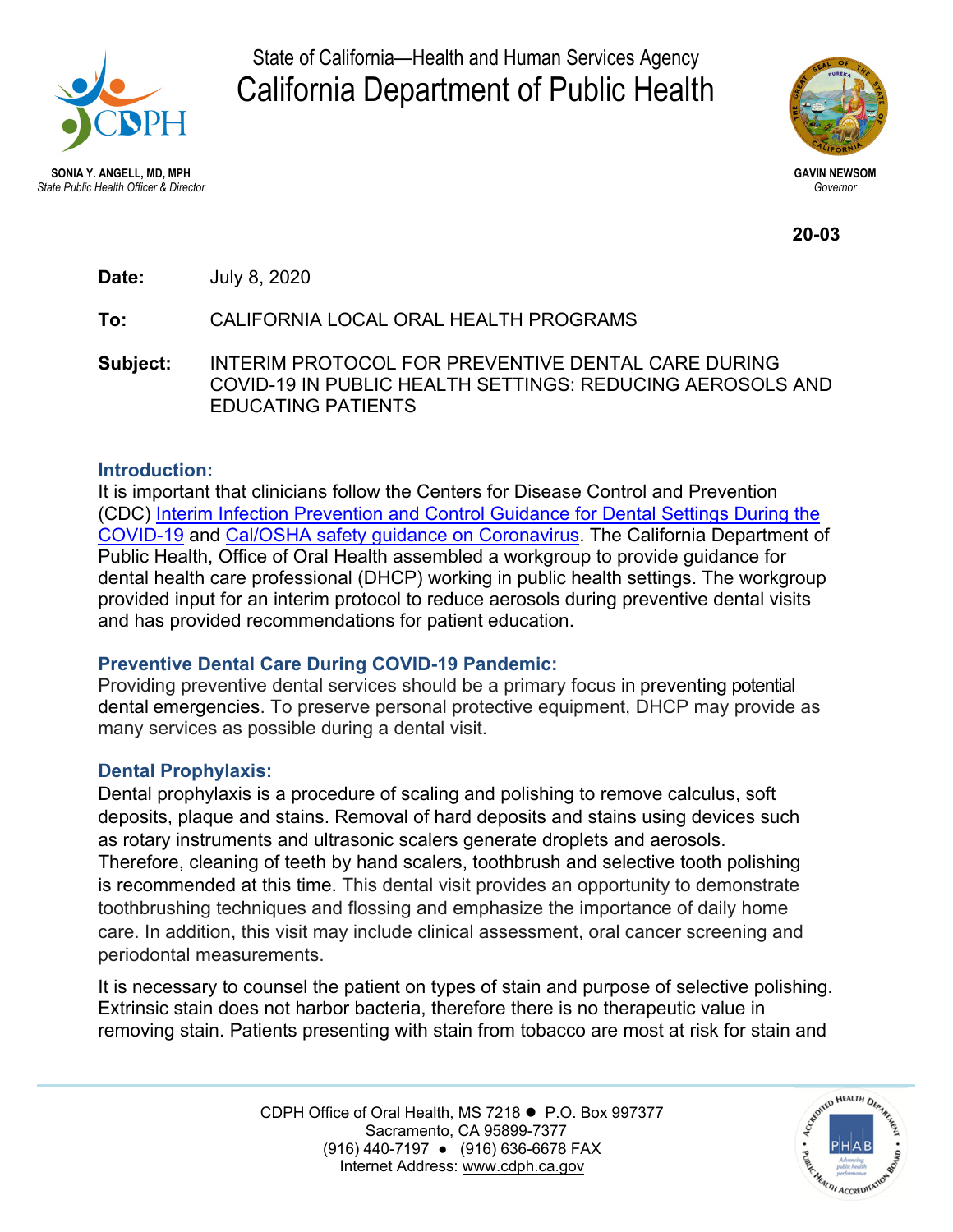State of California—Health and Human Services Agency

# California Department of Public Health

**SONIA Y. ANGELL, MD, MPH**
*State Public Health Officer & Director*

**GAVIN NEWSOM**
*Governor*

**20-03**

**Date:** July 8, 2020

**To:** CALIFORNIA LOCAL ORAL HEALTH PROGRAMS

**Subject:** INTERIM PROTOCOL FOR PREVENTIVE DENTAL CARE DURING COVID-19 IN PUBLIC HEALTH SETTINGS: REDUCING AEROSOLS AND EDUCATING PATIENTS

## Introduction:

It is important that clinicians follow the Centers for Disease Control and Prevention (CDC) Interim Infection Prevention and Control Guidance for Dental Settings During the COVID-19 and Cal/OSHA safety guidance on Coronavirus. The California Department of Public Health, Office of Oral Health assembled a workgroup to provide guidance for dental health care professional (DHCP) working in public health settings. The workgroup provided input for an interim protocol to reduce aerosols during preventive dental visits and has provided recommendations for patient education.

## Preventive Dental Care During COVID-19 Pandemic:

Providing preventive dental services should be a primary focus in preventing potential dental emergencies. To preserve personal protective equipment, DHCP may provide as many services as possible during a dental visit.

## Dental Prophylaxis:

Dental prophylaxis is a procedure of scaling and polishing to remove calculus, soft deposits, plaque and stains. Removal of hard deposits and stains using devices such as rotary instruments and ultrasonic scalers generate droplets and aerosols. Therefore, cleaning of teeth by hand scalers, toothbrush and selective tooth polishing is recommended at this time. This dental visit provides an opportunity to demonstrate toothbrushing techniques and flossing and emphasize the importance of daily home care. In addition, this visit may include clinical assessment, oral cancer screening and periodontal measurements.

It is necessary to counsel the patient on types of stain and purpose of selective polishing. Extrinsic stain does not harbor bacteria, therefore there is no therapeutic value in removing stain. Patients presenting with stain from tobacco are most at risk for stain and

CDPH Office of Oral Health, MS 7218 ● P.O. Box 997377
Sacramento, CA 95899-7377
(916) 440-7197 ● (916) 636-6678 FAX
Internet Address: www.cdph.ca.gov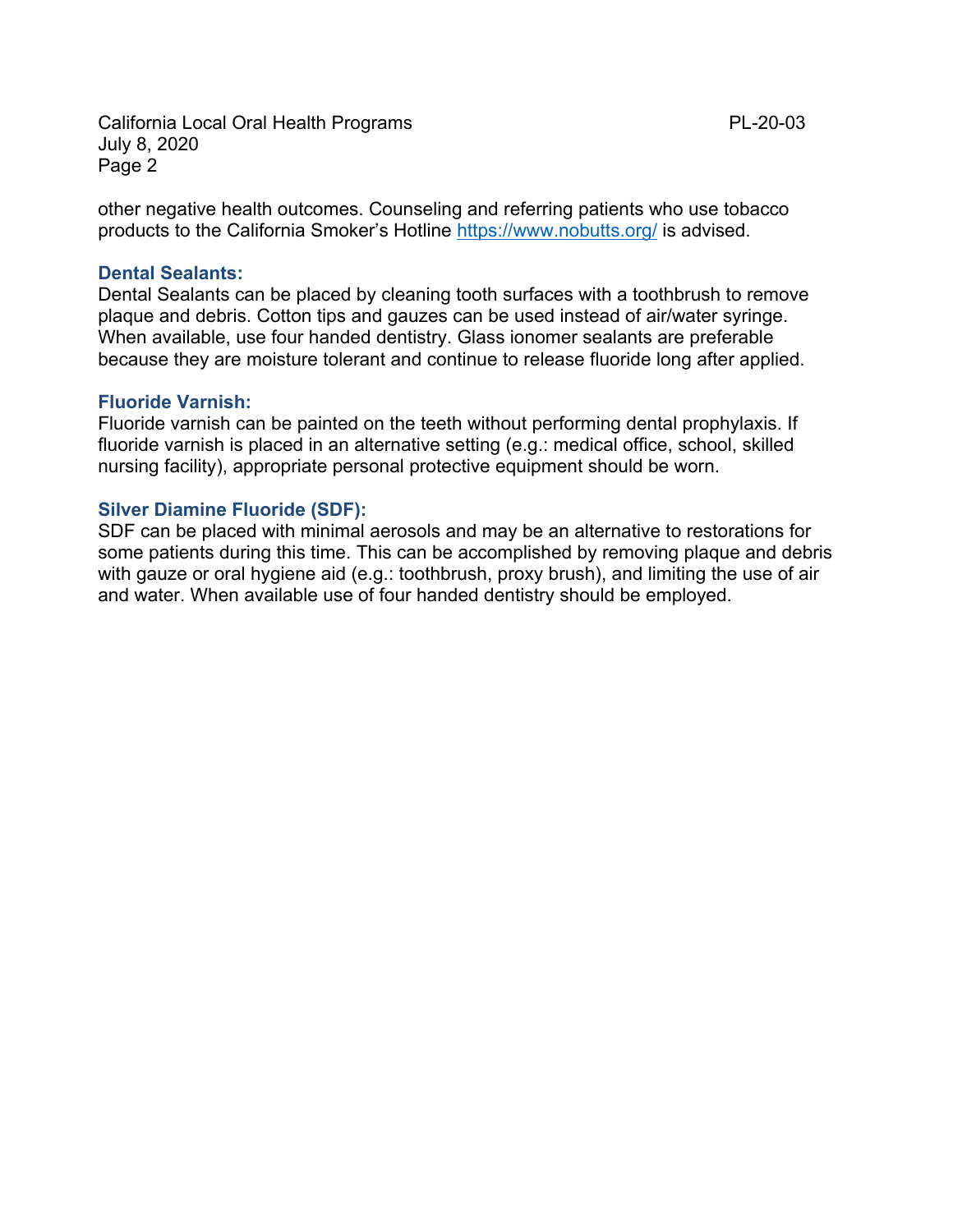other negative health outcomes. Counseling and referring patients who use tobacco products to the California Smoker's Hotline [https://www.nobutts.org/](https://www.nobutts.org/) is advised.

### Dental Sealants:

Dental Sealants can be placed by cleaning tooth surfaces with a toothbrush to remove plaque and debris. Cotton tips and gauzes can be used instead of air/water syringe. When available, use four handed dentistry. Glass ionomer sealants are preferable because they are moisture tolerant and continue to release fluoride long after applied.

### Fluoride Varnish:

Fluoride varnish can be painted on the teeth without performing dental prophylaxis. If fluoride varnish is placed in an alternative setting (e.g.: medical office, school, skilled nursing facility), appropriate personal protective equipment should be worn.

### Silver Diamine Fluoride (SDF):

SDF can be placed with minimal aerosols and may be an alternative to restorations for some patients during this time. This can be accomplished by removing plaque and debris with gauze or oral hygiene aid (e.g.: toothbrush, proxy brush), and limiting the use of air and water. When available use of four handed dentistry should be employed.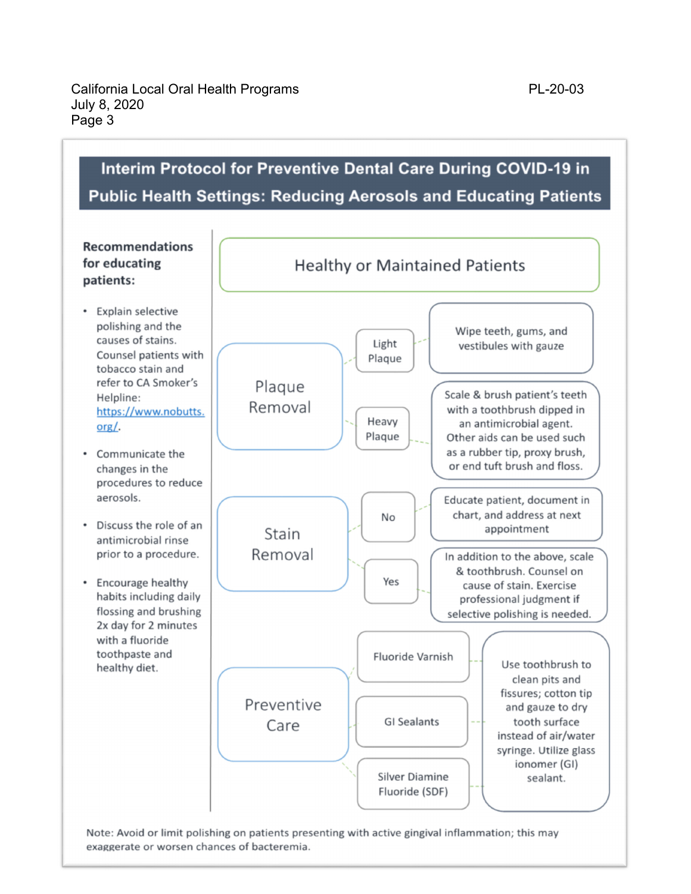## Interim Protocol for Preventive Dental Care During COVID-19 in Public Health Settings: Reducing Aerosols and Educating Patients

**Recommendations for educating patients:**

- Explain selective polishing and the causes of stains. Counsel patients with tobacco stain and refer to CA Smoker's Helpline: https://www.nobutts.org/.
- Communicate the changes in the procedures to reduce aerosols.
- Discuss the role of an antimicrobial rinse prior to a procedure.
- Encourage healthy habits including daily flossing and brushing 2x day for 2 minutes with a fluoride toothpaste and healthy diet.

### Healthy or Maintained Patients

**Plaque Removal**

- Light Plaque → Wipe teeth, gums, and vestibules with gauze
- Heavy Plaque → Scale & brush patient's teeth with a toothbrush dipped in an antimicrobial agent. Other aids can be used such as a rubber tip, proxy brush, or end tuft brush and floss.

**Stain Removal**

- No → Educate patient, document in chart, and address at next appointment
- Yes → In addition to the above, scale & toothbrush. Counsel on cause of stain. Exercise professional judgment if selective polishing is needed.

**Preventive Care**

- Fluoride Varnish
- GI Sealants
- Silver Diamine Fluoride (SDF)

→ Use toothbrush to clean pits and fissures; cotton tip and gauze to dry tooth surface instead of air/water syringe. Utilize glass ionomer (GI) sealant.

Note: Avoid or limit polishing on patients presenting with active gingival inflammation; this may exaggerate or worsen chances of bacteremia.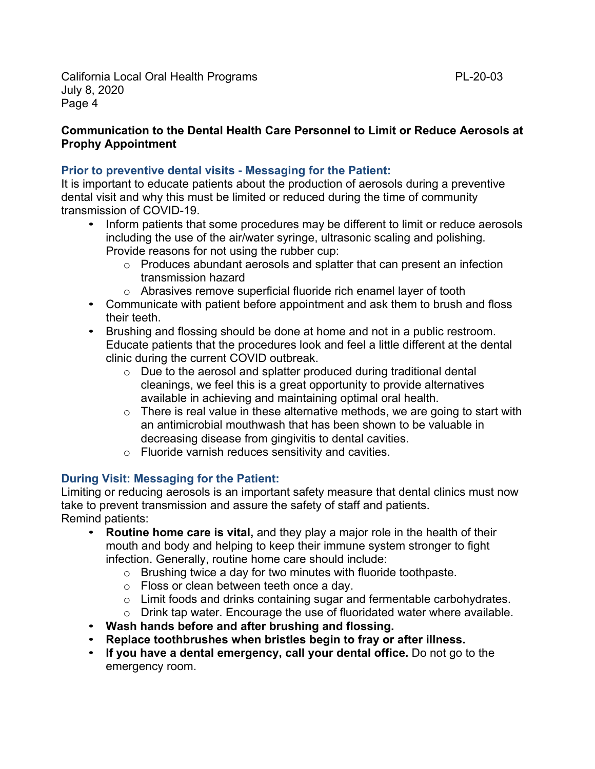**Communication to the Dental Health Care Personnel to Limit or Reduce Aerosols at Prophy Appointment**

### Prior to preventive dental visits - Messaging for the Patient:

It is important to educate patients about the production of aerosols during a preventive dental visit and why this must be limited or reduced during the time of community transmission of COVID-19.

- Inform patients that some procedures may be different to limit or reduce aerosols including the use of the air/water syringe, ultrasonic scaling and polishing. Provide reasons for not using the rubber cup:
  - Produces abundant aerosols and splatter that can present an infection transmission hazard
  - Abrasives remove superficial fluoride rich enamel layer of tooth
- Communicate with patient before appointment and ask them to brush and floss their teeth.
- Brushing and flossing should be done at home and not in a public restroom. Educate patients that the procedures look and feel a little different at the dental clinic during the current COVID outbreak.
  - Due to the aerosol and splatter produced during traditional dental cleanings, we feel this is a great opportunity to provide alternatives available in achieving and maintaining optimal oral health.
  - There is real value in these alternative methods, we are going to start with an antimicrobial mouthwash that has been shown to be valuable in decreasing disease from gingivitis to dental cavities.
  - Fluoride varnish reduces sensitivity and cavities.

### During Visit: Messaging for the Patient:

Limiting or reducing aerosols is an important safety measure that dental clinics must now take to prevent transmission and assure the safety of staff and patients.
Remind patients:

- **Routine home care is vital,** and they play a major role in the health of their mouth and body and helping to keep their immune system stronger to fight infection. Generally, routine home care should include:
  - Brushing twice a day for two minutes with fluoride toothpaste.
  - Floss or clean between teeth once a day.
  - Limit foods and drinks containing sugar and fermentable carbohydrates.
  - Drink tap water. Encourage the use of fluoridated water where available.
- **Wash hands before and after brushing and flossing.**
- **Replace toothbrushes when bristles begin to fray or after illness.**
- **If you have a dental emergency, call your dental office.** Do not go to the emergency room.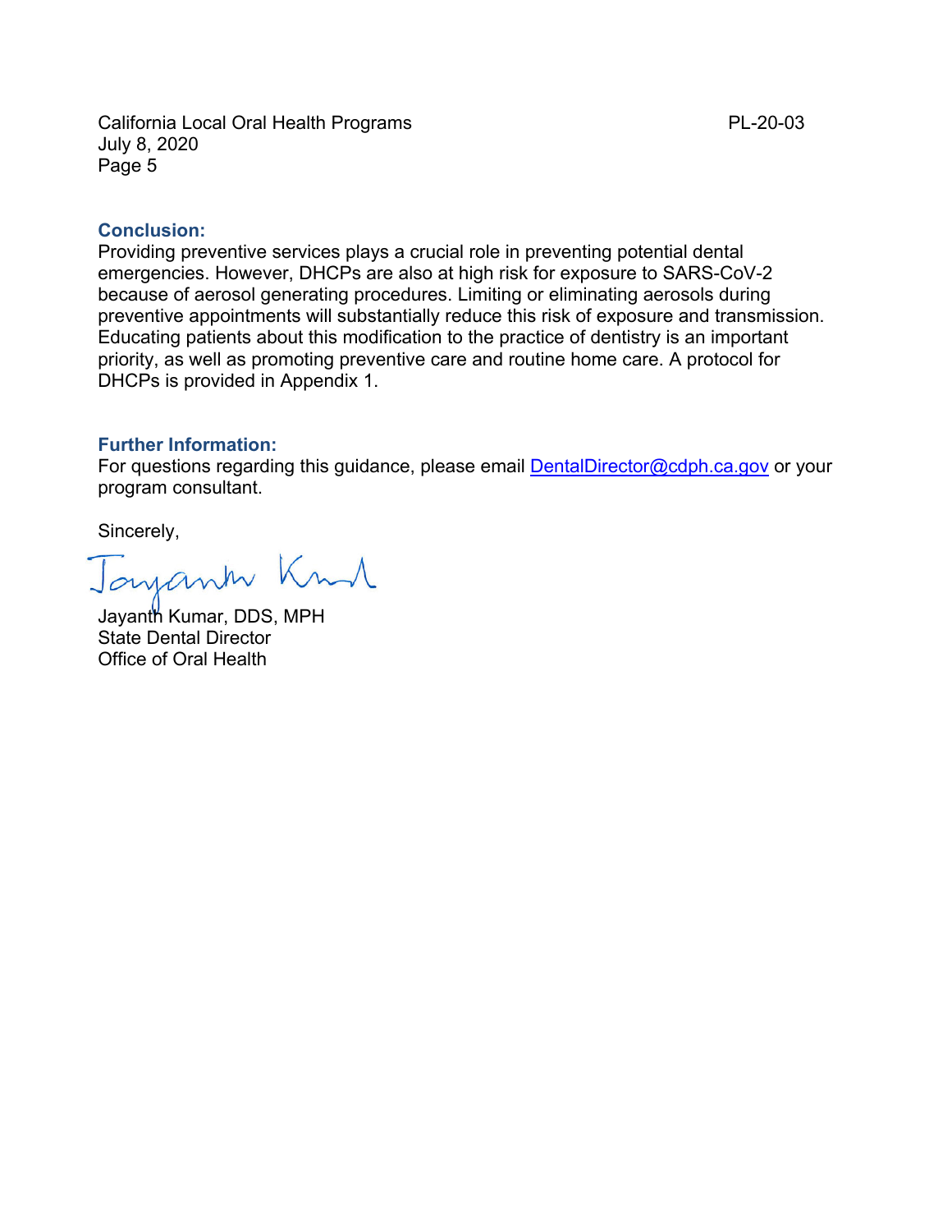### Conclusion:

Providing preventive services plays a crucial role in preventing potential dental emergencies. However, DHCPs are also at high risk for exposure to SARS-CoV-2 because of aerosol generating procedures. Limiting or eliminating aerosols during preventive appointments will substantially reduce this risk of exposure and transmission. Educating patients about this modification to the practice of dentistry is an important priority, as well as promoting preventive care and routine home care. A protocol for DHCPs is provided in Appendix 1.

### Further Information:

For questions regarding this guidance, please email DentalDirector@cdph.ca.gov or your program consultant.

Sincerely,

Jayanth Kumar, DDS, MPH
State Dental Director
Office of Oral Health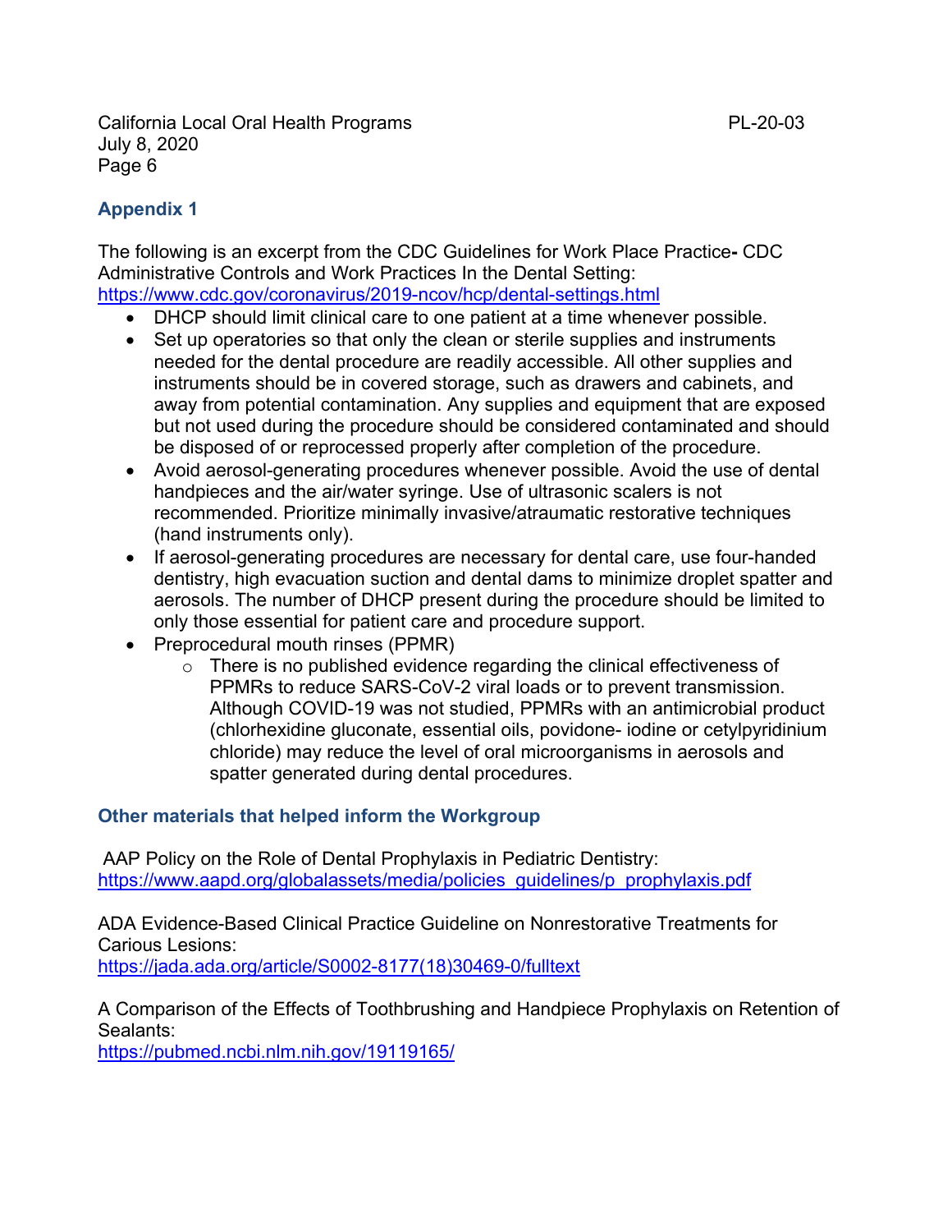## Appendix 1

The following is an excerpt from the CDC Guidelines for Work Place Practice**-** CDC Administrative Controls and Work Practices In the Dental Setting: https://www.cdc.gov/coronavirus/2019-ncov/hcp/dental-settings.html

- DHCP should limit clinical care to one patient at a time whenever possible.
- Set up operatories so that only the clean or sterile supplies and instruments needed for the dental procedure are readily accessible. All other supplies and instruments should be in covered storage, such as drawers and cabinets, and away from potential contamination. Any supplies and equipment that are exposed but not used during the procedure should be considered contaminated and should be disposed of or reprocessed properly after completion of the procedure.
- Avoid aerosol-generating procedures whenever possible. Avoid the use of dental handpieces and the air/water syringe. Use of ultrasonic scalers is not recommended. Prioritize minimally invasive/atraumatic restorative techniques (hand instruments only).
- If aerosol-generating procedures are necessary for dental care, use four-handed dentistry, high evacuation suction and dental dams to minimize droplet spatter and aerosols. The number of DHCP present during the procedure should be limited to only those essential for patient care and procedure support.
- Preprocedural mouth rinses (PPMR)
    - There is no published evidence regarding the clinical effectiveness of PPMRs to reduce SARS-CoV-2 viral loads or to prevent transmission. Although COVID-19 was not studied, PPMRs with an antimicrobial product (chlorhexidine gluconate, essential oils, povidone- iodine or cetylpyridinium chloride) may reduce the level of oral microorganisms in aerosols and spatter generated during dental procedures.

### Other materials that helped inform the Workgroup

AAP Policy on the Role of Dental Prophylaxis in Pediatric Dentistry: https://www.aapd.org/globalassets/media/policies_guidelines/p_prophylaxis.pdf

ADA Evidence-Based Clinical Practice Guideline on Nonrestorative Treatments for Carious Lesions: https://jada.ada.org/article/S0002-8177(18)30469-0/fulltext

A Comparison of the Effects of Toothbrushing and Handpiece Prophylaxis on Retention of Sealants: https://pubmed.ncbi.nlm.nih.gov/19119165/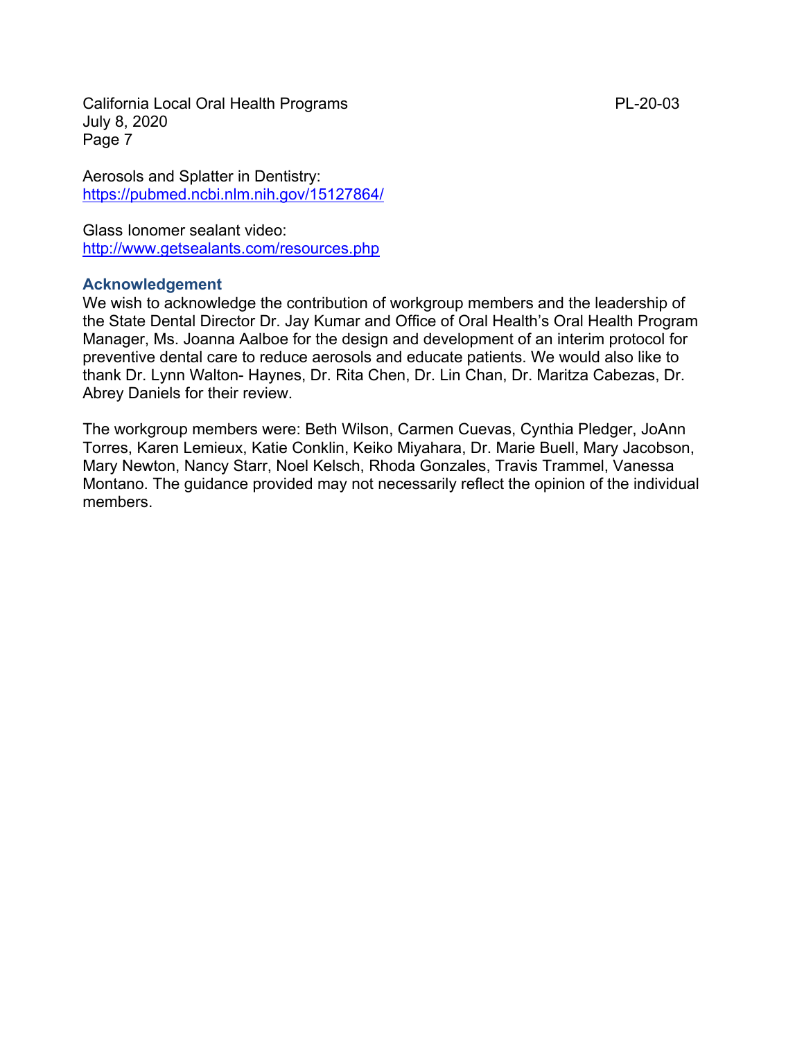Aerosols and Splatter in Dentistry:
https://pubmed.ncbi.nlm.nih.gov/15127864/

Glass Ionomer sealant video:
http://www.getsealants.com/resources.php

## Acknowledgement

We wish to acknowledge the contribution of workgroup members and the leadership of the State Dental Director Dr. Jay Kumar and Office of Oral Health's Oral Health Program Manager, Ms. Joanna Aalboe for the design and development of an interim protocol for preventive dental care to reduce aerosols and educate patients. We would also like to thank Dr. Lynn Walton- Haynes, Dr. Rita Chen, Dr. Lin Chan, Dr. Maritza Cabezas, Dr. Abrey Daniels for their review.

The workgroup members were: Beth Wilson, Carmen Cuevas, Cynthia Pledger, JoAnn Torres, Karen Lemieux, Katie Conklin, Keiko Miyahara, Dr. Marie Buell, Mary Jacobson, Mary Newton, Nancy Starr, Noel Kelsch, Rhoda Gonzales, Travis Trammel, Vanessa Montano. The guidance provided may not necessarily reflect the opinion of the individual members.